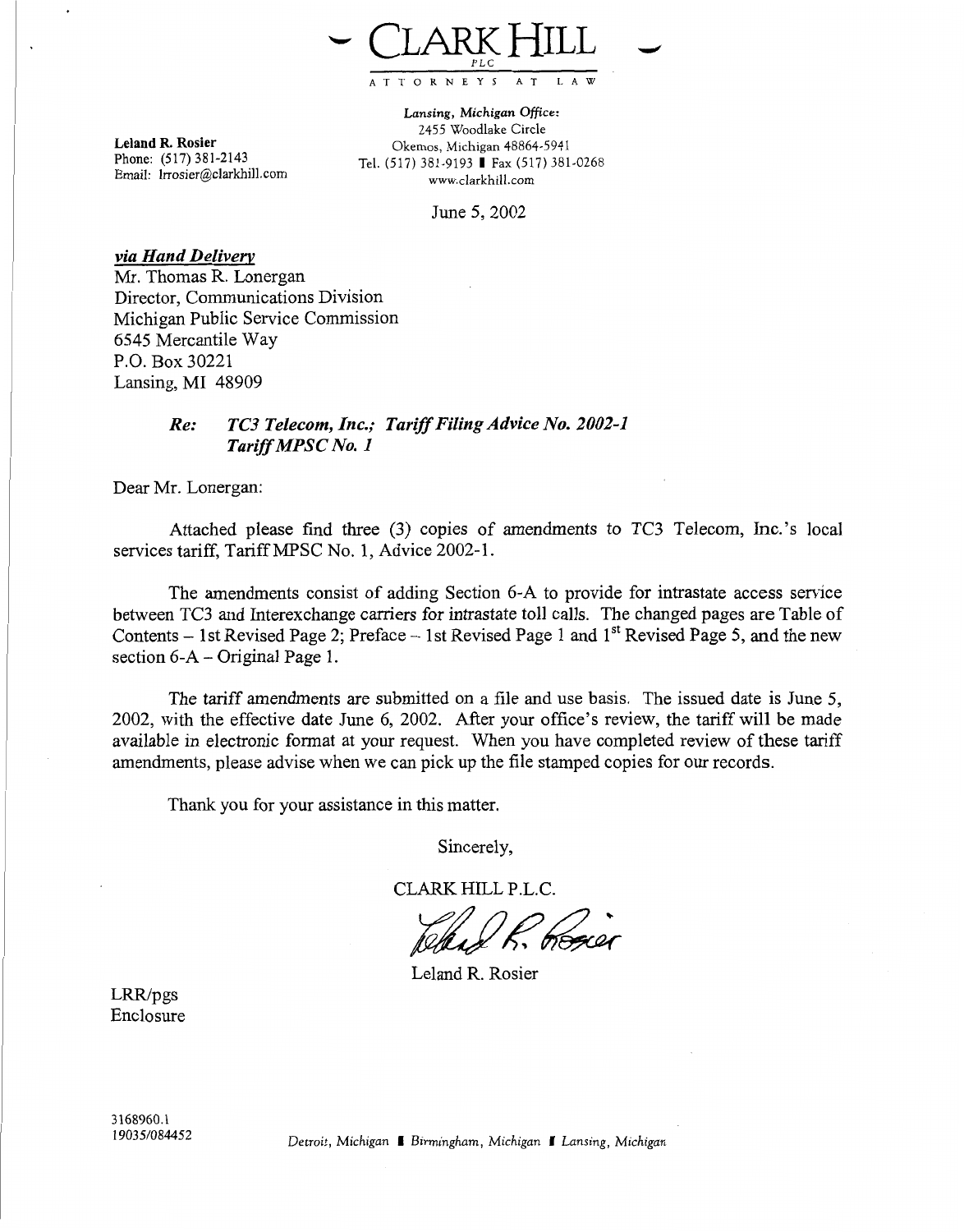# CLARK HILL

PLC

ATTORNEYS AT LAW

**Leland R. Rosier**
Phone: (517) 381-2143
Email: lrrosier@clarkhill.com

*Lansing, Michigan Office:*
2455 Woodlake Circle
Okemos, Michigan 48864-5941
Tel. (517) 381-9193 | Fax (517) 381-0268
www.clarkhill.com

June 5, 2002

***via Hand Delivery***
Mr. Thomas R. Lonergan
Director, Communications Division
Michigan Public Service Commission
6545 Mercantile Way
P.O. Box 30221
Lansing, MI 48909

***Re: TC3 Telecom, Inc.; Tariff Filing Advice No. 2002-1***
***Tariff MPSC No. 1***

Dear Mr. Lonergan:

Attached please find three (3) copies of amendments to TC3 Telecom, Inc.'s local services tariff, Tariff MPSC No. 1, Advice 2002-1.

The amendments consist of adding Section 6-A to provide for intrastate access service between TC3 and Interexchange carriers for intrastate toll calls. The changed pages are Table of Contents – 1st Revised Page 2; Preface – 1st Revised Page 1 and 1st Revised Page 5, and the new section 6-A – Original Page 1.

The tariff amendments are submitted on a file and use basis. The issued date is June 5, 2002, with the effective date June 6, 2002. After your office's review, the tariff will be made available in electronic format at your request. When you have completed review of these tariff amendments, please advise when we can pick up the file stamped copies for our records.

Thank you for your assistance in this matter.

Sincerely,

CLARK HILL P.L.C.

Leland R. Rosier

LRR/pgs
Enclosure

3168960.1
19035/084452

*Detroit, Michigan | Birmingham, Michigan | Lansing, Michigan*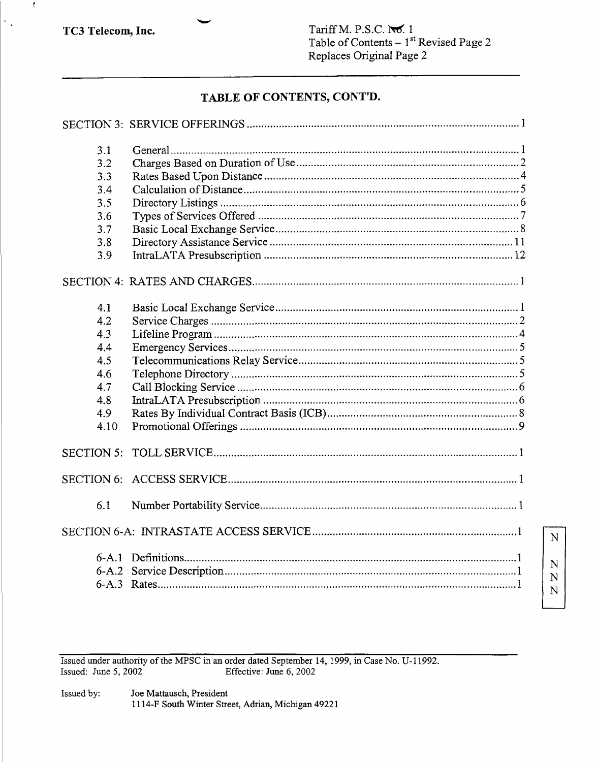TC3 Telecom, Inc.

Tariff M. P.S.C. No. 1
Table of Contents – 1[st] Revised Page 2
Replaces Original Page 2

## TABLE OF CONTENTS, CONT'D.

| | | |
|---|---|---|
| SECTION 3: | SERVICE OFFERINGS | 1 |
| 3.1 | General | 1 |
| 3.2 | Charges Based on Duration of Use | 2 |
| 3.3 | Rates Based Upon Distance | 4 |
| 3.4 | Calculation of Distance | 5 |
| 3.5 | Directory Listings | 6 |
| 3.6 | Types of Services Offered | 7 |
| 3.7 | Basic Local Exchange Service | 8 |
| 3.8 | Directory Assistance Service | 11 |
| 3.9 | IntraLATA Presubscription | 12 |
| SECTION 4: | RATES AND CHARGES | 1 |
| 4.1 | Basic Local Exchange Service | 1 |
| 4.2 | Service Charges | 2 |
| 4.3 | Lifeline Program | 4 |
| 4.4 | Emergency Services | 5 |
| 4.5 | Telecommunications Relay Service | 5 |
| 4.6 | Telephone Directory | 5 |
| 4.7 | Call Blocking Service | 6 |
| 4.8 | IntraLATA Presubscription | 6 |
| 4.9 | Rates By Individual Contract Basis (ICB) | 8 |
| 4.10 | Promotional Offerings | 9 |
| SECTION 5: | TOLL SERVICE | 1 |
| SECTION 6: | ACCESS SERVICE | 1 |
| 6.1 | Number Portability Service | 1 |
| SECTION 6-A: | INTRASTATE ACCESS SERVICE | 1 (N) |
| 6-A.1 | Definitions | 1 (N) |
| 6-A.2 | Service Description | 1 (N) |
| 6-A.3 | Rates | 1 (N) |

Issued under authority of the MPSC in an order dated September 14, 1999, in Case No. U-11992.
Issued: June 5, 2002 Effective: June 6, 2002

Issued by: Joe Mattausch, President
1114-F South Winter Street, Adrian, Michigan 49221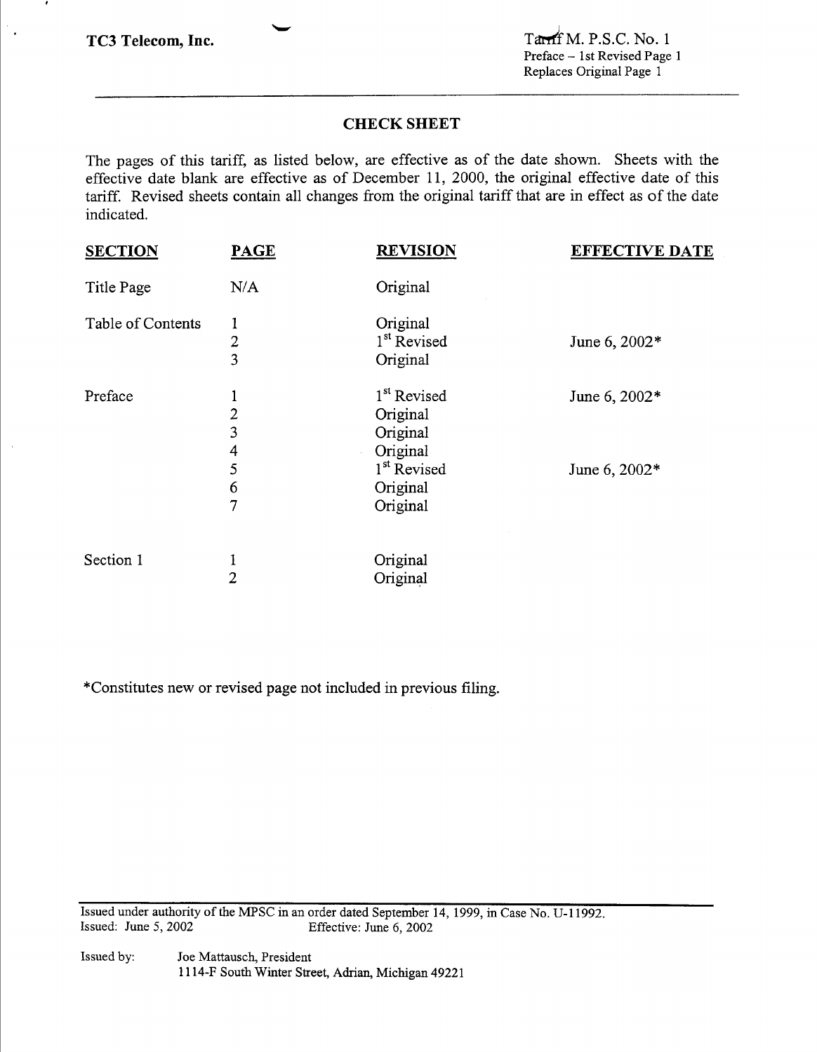## CHECK SHEET

The pages of this tariff, as listed below, are effective as of the date shown. Sheets with the effective date blank are effective as of December 11, 2000, the original effective date of this tariff. Revised sheets contain all changes from the original tariff that are in effect as of the date indicated.

| SECTION | PAGE | REVISION | EFFECTIVE DATE |
|---|---|---|---|
| Title Page | N/A | Original | |
| Table of Contents | 1 | Original | |
| | 2 | 1st Revised | June 6, 2002* |
| | 3 | Original | |
| Preface | 1 | 1st Revised | June 6, 2002* |
| | 2 | Original | |
| | 3 | Original | |
| | 4 | Original | |
| | 5 | 1st Revised | June 6, 2002* |
| | 6 | Original | |
| | 7 | Original | |
| Section 1 | 1 | Original | |
| | 2 | Original | |

*Constitutes new or revised page not included in previous filing.

Issued under authority of the MPSC in an order dated September 14, 1999, in Case No. U-11992.
Issued: June 5, 2002 Effective: June 6, 2002

Issued by: Joe Mattausch, President
1114-F South Winter Street, Adrian, Michigan 49221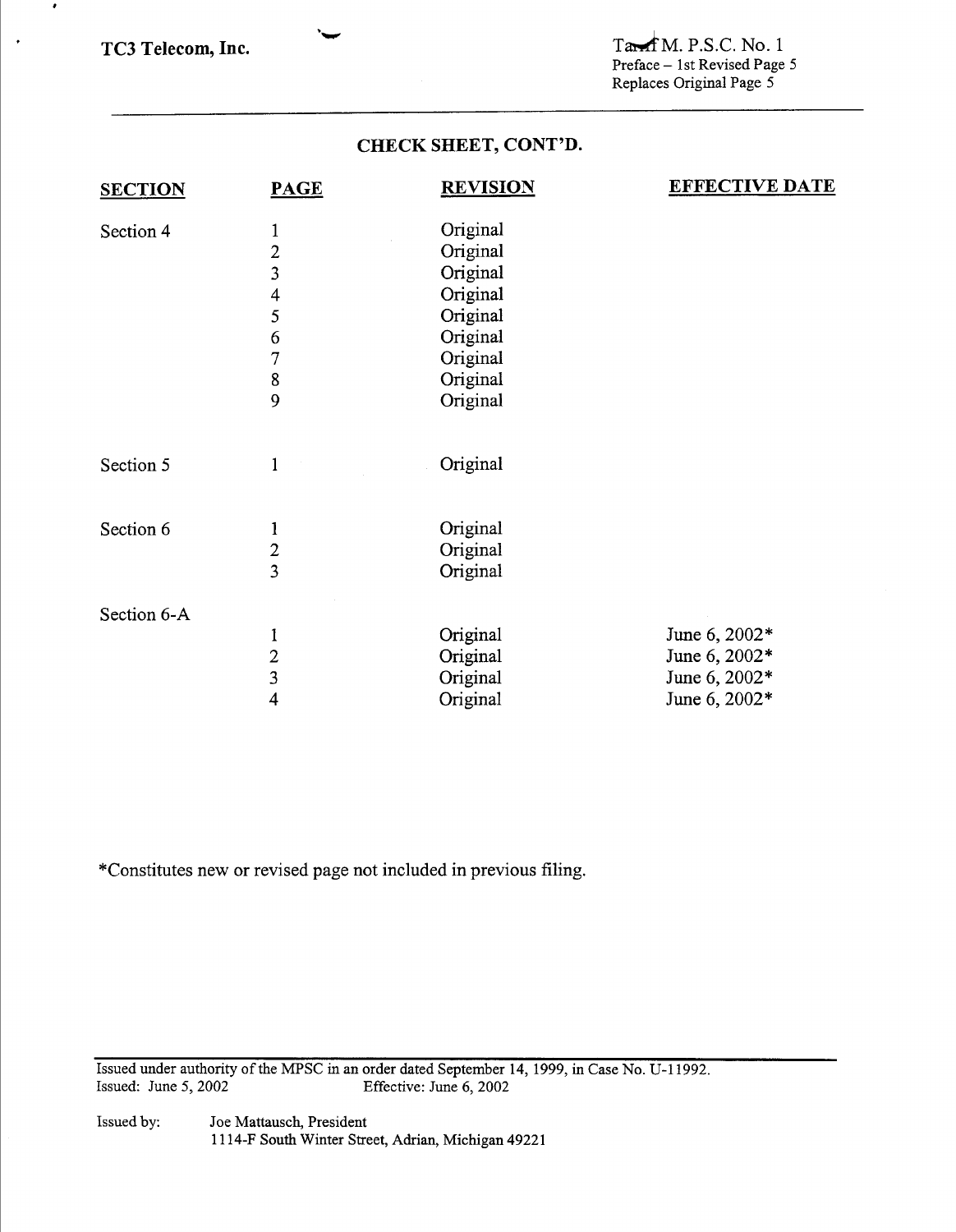## CHECK SHEET, CONT'D.

| SECTION | PAGE | REVISION | EFFECTIVE DATE |
|---|---|---|---|
| Section 4 | 1 | Original | |
| | 2 | Original | |
| | 3 | Original | |
| | 4 | Original | |
| | 5 | Original | |
| | 6 | Original | |
| | 7 | Original | |
| | 8 | Original | |
| | 9 | Original | |
| Section 5 | 1 | Original | |
| Section 6 | 1 | Original | |
| | 2 | Original | |
| | 3 | Original | |
| Section 6-A | | | |
| | 1 | Original | June 6, 2002* |
| | 2 | Original | June 6, 2002* |
| | 3 | Original | June 6, 2002* |
| | 4 | Original | June 6, 2002* |

*Constitutes new or revised page not included in previous filing.

Issued under authority of the MPSC in an order dated September 14, 1999, in Case No. U-11992.
Issued: June 5, 2002 Effective: June 6, 2002

Issued by: Joe Mattausch, President
1114-F South Winter Street, Adrian, Michigan 49221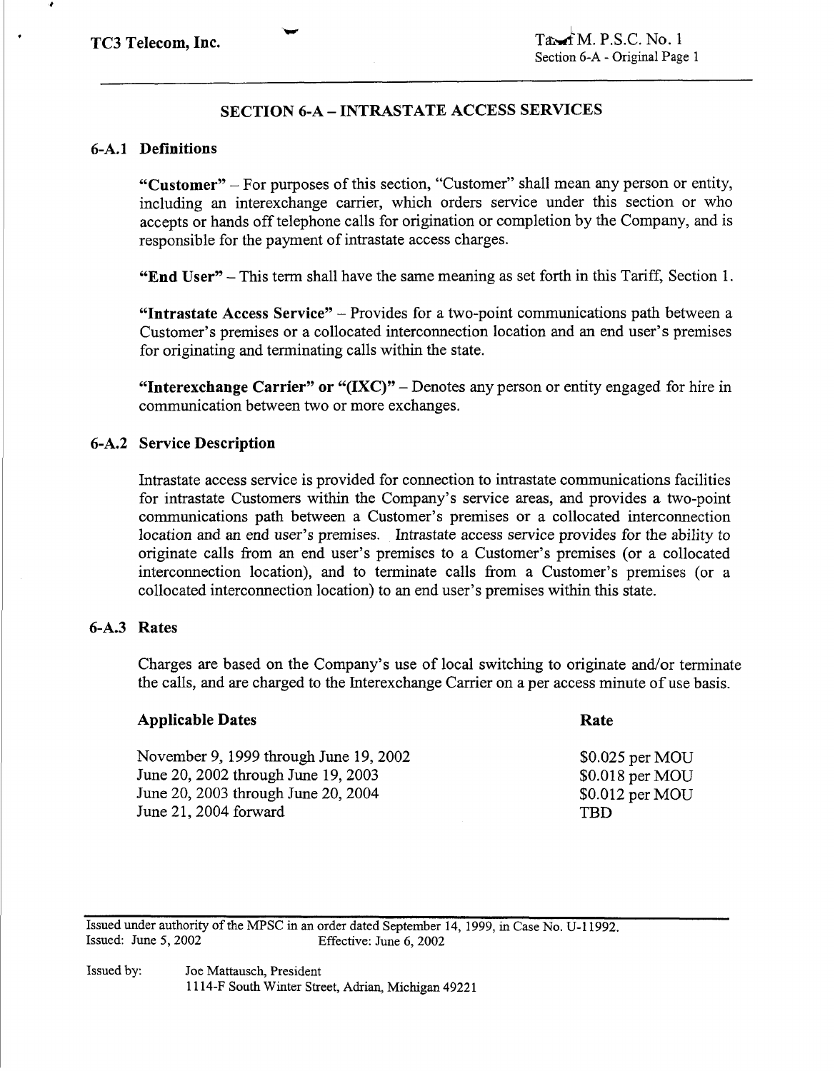# SECTION 6-A – INTRASTATE ACCESS SERVICES

## 6-A.1 Definitions

**"Customer"** – For purposes of this section, "Customer" shall mean any person or entity, including an interexchange carrier, which orders service under this section or who accepts or hands off telephone calls for origination or completion by the Company, and is responsible for the payment of intrastate access charges.

**"End User"** – This term shall have the same meaning as set forth in this Tariff, Section 1.

**"Intrastate Access Service"** – Provides for a two-point communications path between a Customer's premises or a collocated interconnection location and an end user's premises for originating and terminating calls within the state.

**"Interexchange Carrier" or "(IXC)"** – Denotes any person or entity engaged for hire in communication between two or more exchanges.

## 6-A.2 Service Description

Intrastate access service is provided for connection to intrastate communications facilities for intrastate Customers within the Company's service areas, and provides a two-point communications path between a Customer's premises or a collocated interconnection location and an end user's premises. Intrastate access service provides for the ability to originate calls from an end user's premises to a Customer's premises (or a collocated interconnection location), and to terminate calls from a Customer's premises (or a collocated interconnection location) to an end user's premises within this state.

## 6-A.3 Rates

Charges are based on the Company's use of local switching to originate and/or terminate the calls, and are charged to the Interexchange Carrier on a per access minute of use basis.

| Applicable Dates | Rate |
|---|---|
| November 9, 1999 through June 19, 2002 | $0.025 per MOU |
| June 20, 2002 through June 19, 2003 | $0.018 per MOU |
| June 20, 2003 through June 20, 2004 | $0.012 per MOU |
| June 21, 2004 forward | TBD |

Issued under authority of the MPSC in an order dated September 14, 1999, in Case No. U-11992.
Issued: June 5, 2002 Effective: June 6, 2002

Issued by: Joe Mattausch, President
1114-F South Winter Street, Adrian, Michigan 49221